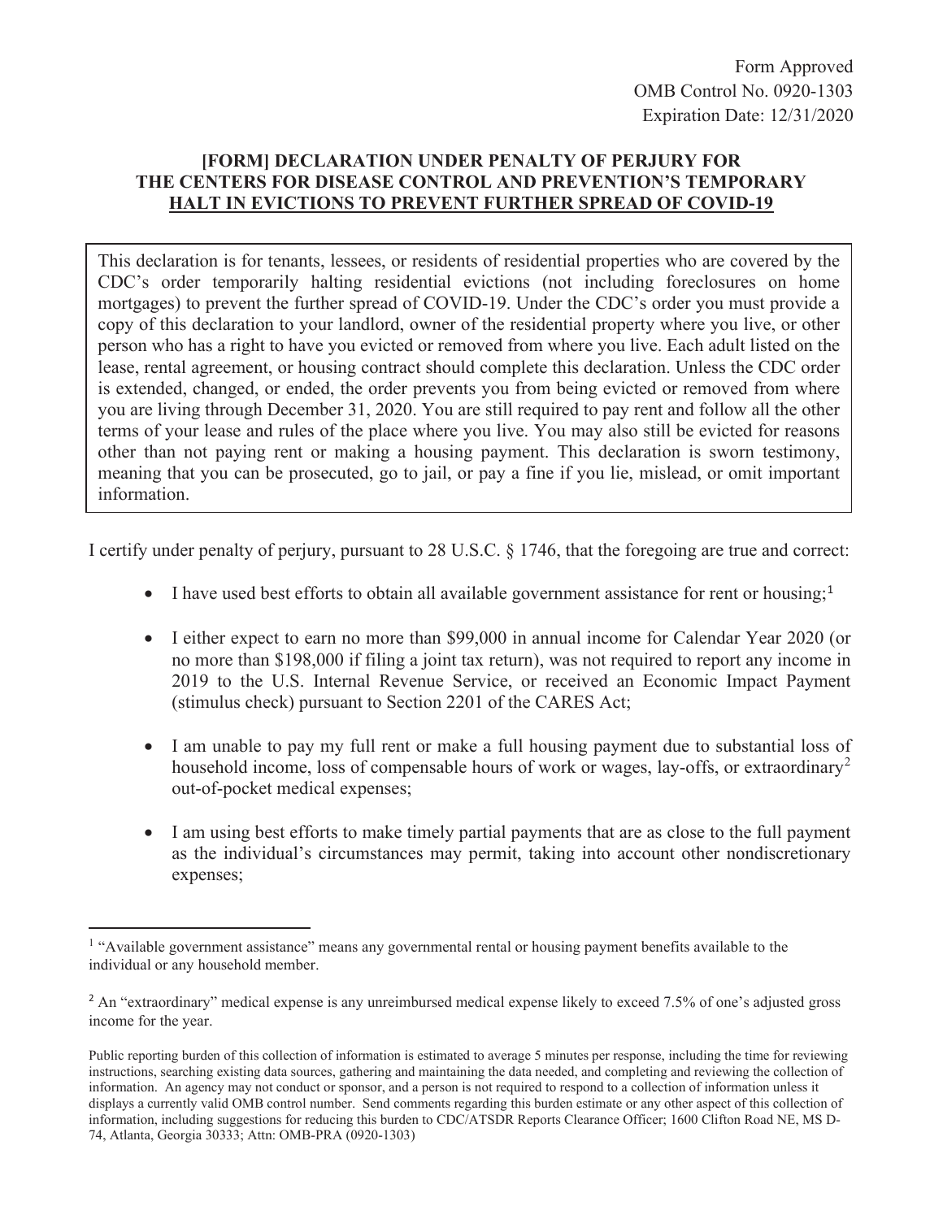Form Approved
OMB Control No. 0920-1303
Expiration Date: 12/31/2020

# [FORM] DECLARATION UNDER PENALTY OF PERJURY FOR THE CENTERS FOR DISEASE CONTROL AND PREVENTION'S TEMPORARY HALT IN EVICTIONS TO PREVENT FURTHER SPREAD OF COVID-19

This declaration is for tenants, lessees, or residents of residential properties who are covered by the CDC's order temporarily halting residential evictions (not including foreclosures on home mortgages) to prevent the further spread of COVID-19. Under the CDC's order you must provide a copy of this declaration to your landlord, owner of the residential property where you live, or other person who has a right to have you evicted or removed from where you live. Each adult listed on the lease, rental agreement, or housing contract should complete this declaration. Unless the CDC order is extended, changed, or ended, the order prevents you from being evicted or removed from where you are living through December 31, 2020. You are still required to pay rent and follow all the other terms of your lease and rules of the place where you live. You may also still be evicted for reasons other than not paying rent or making a housing payment. This declaration is sworn testimony, meaning that you can be prosecuted, go to jail, or pay a fine if you lie, mislead, or omit important information.

I certify under penalty of perjury, pursuant to 28 U.S.C. § 1746, that the foregoing are true and correct:

- I have used best efforts to obtain all available government assistance for rent or housing;[1]
- I either expect to earn no more than $99,000 in annual income for Calendar Year 2020 (or no more than $198,000 if filing a joint tax return), was not required to report any income in 2019 to the U.S. Internal Revenue Service, or received an Economic Impact Payment (stimulus check) pursuant to Section 2201 of the CARES Act;
- I am unable to pay my full rent or make a full housing payment due to substantial loss of household income, loss of compensable hours of work or wages, lay-offs, or extraordinary[2] out-of-pocket medical expenses;
- I am using best efforts to make timely partial payments that are as close to the full payment as the individual's circumstances may permit, taking into account other nondiscretionary expenses;

---

[1] "Available government assistance" means any governmental rental or housing payment benefits available to the individual or any household member.

[2] An "extraordinary" medical expense is any unreimbursed medical expense likely to exceed 7.5% of one's adjusted gross income for the year.

Public reporting burden of this collection of information is estimated to average 5 minutes per response, including the time for reviewing instructions, searching existing data sources, gathering and maintaining the data needed, and completing and reviewing the collection of information. An agency may not conduct or sponsor, and a person is not required to respond to a collection of information unless it displays a currently valid OMB control number. Send comments regarding this burden estimate or any other aspect of this collection of information, including suggestions for reducing this burden to CDC/ATSDR Reports Clearance Officer; 1600 Clifton Road NE, MS D-74, Atlanta, Georgia 30333; Attn: OMB-PRA (0920-1303)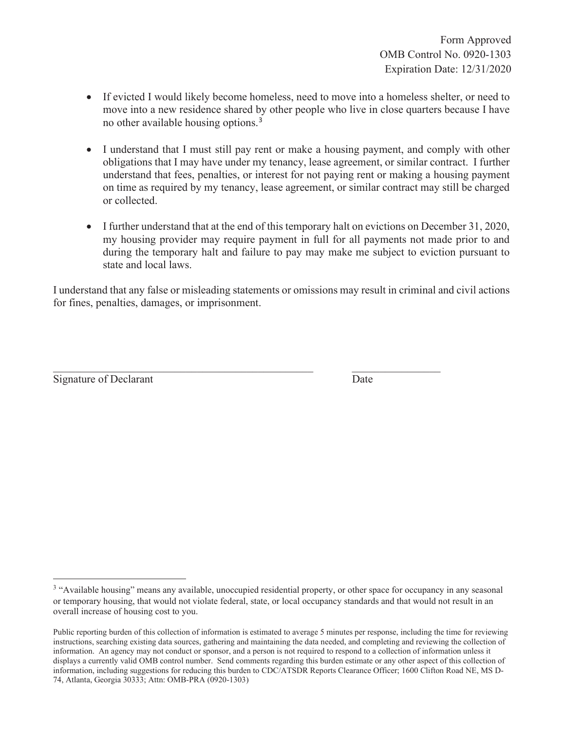Form Approved
OMB Control No. 0920-1303
Expiration Date: 12/31/2020

- If evicted I would likely become homeless, need to move into a homeless shelter, or need to move into a new residence shared by other people who live in close quarters because I have no other available housing options.[3]

- I understand that I must still pay rent or make a housing payment, and comply with other obligations that I may have under my tenancy, lease agreement, or similar contract. I further understand that fees, penalties, or interest for not paying rent or making a housing payment on time as required by my tenancy, lease agreement, or similar contract may still be charged or collected.

- I further understand that at the end of this temporary halt on evictions on December 31, 2020, my housing provider may require payment in full for all payments not made prior to and during the temporary halt and failure to pay may make me subject to eviction pursuant to state and local laws.

I understand that any false or misleading statements or omissions may result in criminal and civil actions for fines, penalties, damages, or imprisonment.

_______________________________________________ ________________

Signature of Declarant Date

[3] "Available housing" means any available, unoccupied residential property, or other space for occupancy in any seasonal or temporary housing, that would not violate federal, state, or local occupancy standards and that would not result in an overall increase of housing cost to you.

Public reporting burden of this collection of information is estimated to average 5 minutes per response, including the time for reviewing instructions, searching existing data sources, gathering and maintaining the data needed, and completing and reviewing the collection of information. An agency may not conduct or sponsor, and a person is not required to respond to a collection of information unless it displays a currently valid OMB control number. Send comments regarding this burden estimate or any other aspect of this collection of information, including suggestions for reducing this burden to CDC/ATSDR Reports Clearance Officer; 1600 Clifton Road NE, MS D-74, Atlanta, Georgia 30333; Attn: OMB-PRA (0920-1303)